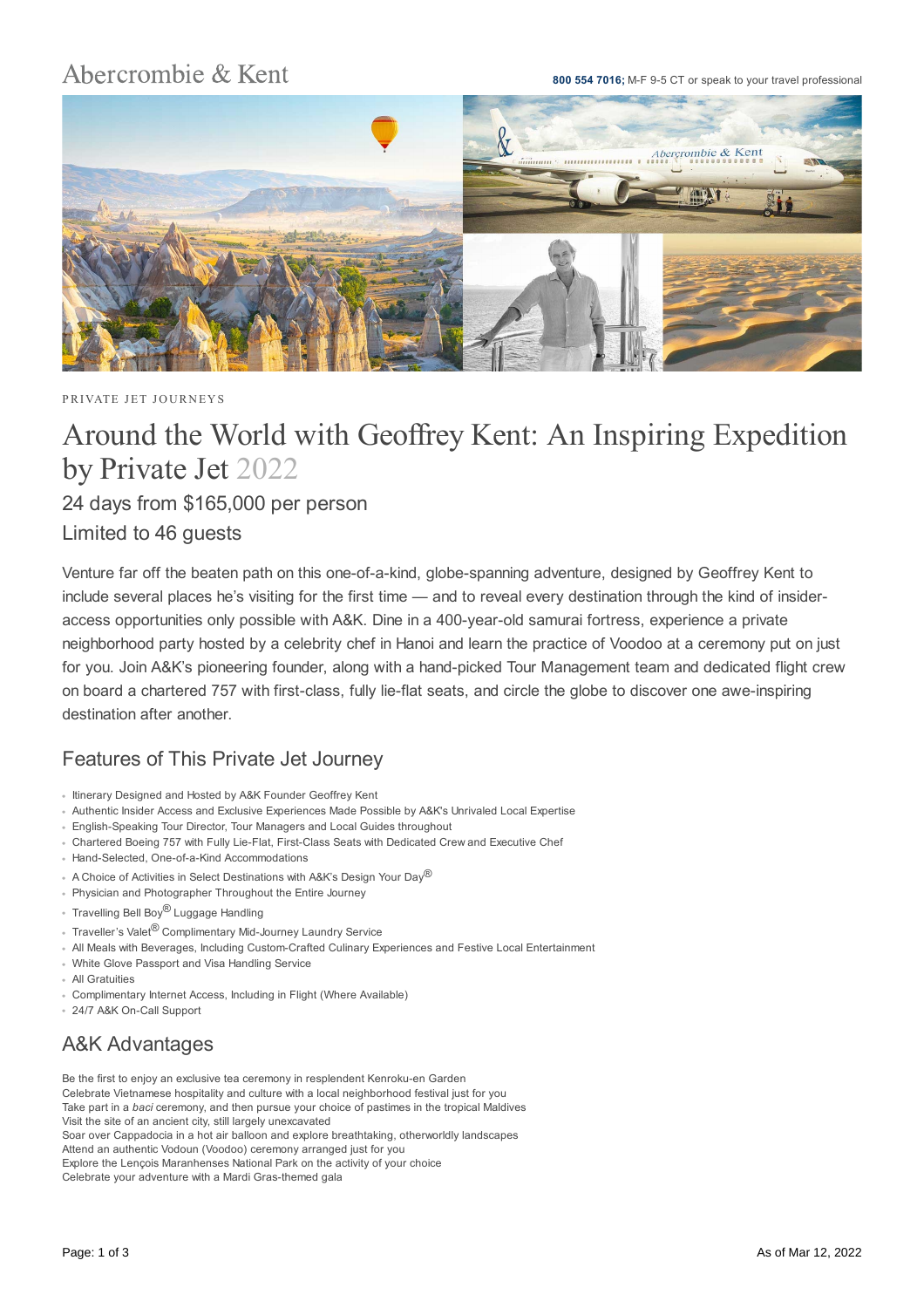Abercrombie & Kent

**800 554 7016**; M-F 9-5 CT or speak to your travel professional

PRIVATE JET JOURNEYS

# Around the World with Geoffrey Kent: An Inspiring Expedition by Private Jet 2022

## 24 days from $165,000 per person

## Limited to 46 guests

Venture far off the beaten path on this one-of-a-kind, globe-spanning adventure, designed by Geoffrey Kent to include several places he's visiting for the first time — and to reveal every destination through the kind of insider-access opportunities only possible with A&K. Dine in a 400-year-old samurai fortress, experience a private neighborhood party hosted by a celebrity chef in Hanoi and learn the practice of Voodoo at a ceremony put on just for you. Join A&K's pioneering founder, along with a hand-picked Tour Management team and dedicated flight crew on board a chartered 757 with first-class, fully lie-flat seats, and circle the globe to discover one awe-inspiring destination after another.

## Features of This Private Jet Journey

- Itinerary Designed and Hosted by A&K Founder Geoffrey Kent
- Authentic Insider Access and Exclusive Experiences Made Possible by A&K's Unrivaled Local Expertise
- English-Speaking Tour Director, Tour Managers and Local Guides throughout
- Chartered Boeing 757 with Fully Lie-Flat, First-Class Seats with Dedicated Crew and Executive Chef
- Hand-Selected, One-of-a-Kind Accommodations
- A Choice of Activities in Select Destinations with A&K's Design Your Day®
- Physician and Photographer Throughout the Entire Journey
- Travelling Bell Boy® Luggage Handling
- Traveller's Valet® Complimentary Mid-Journey Laundry Service
- All Meals with Beverages, Including Custom-Crafted Culinary Experiences and Festive Local Entertainment
- White Glove Passport and Visa Handling Service
- All Gratuities
- Complimentary Internet Access, Including in Flight (Where Available)
- 24/7 A&K On-Call Support

## A&K Advantages

Be the first to enjoy an exclusive tea ceremony in resplendent Kenroku-en Garden
Celebrate Vietnamese hospitality and culture with a local neighborhood festival just for you
Take part in a *baci* ceremony, and then pursue your choice of pastimes in the tropical Maldives
Visit the site of an ancient city, still largely unexcavated
Soar over Cappadocia in a hot air balloon and explore breathtaking, otherworldly landscapes
Attend an authentic Vodoun (Voodoo) ceremony arranged just for you
Explore the Lençois Maranhenses National Park on the activity of your choice
Celebrate your adventure with a Mardi Gras-themed gala

As of Mar 12, 2022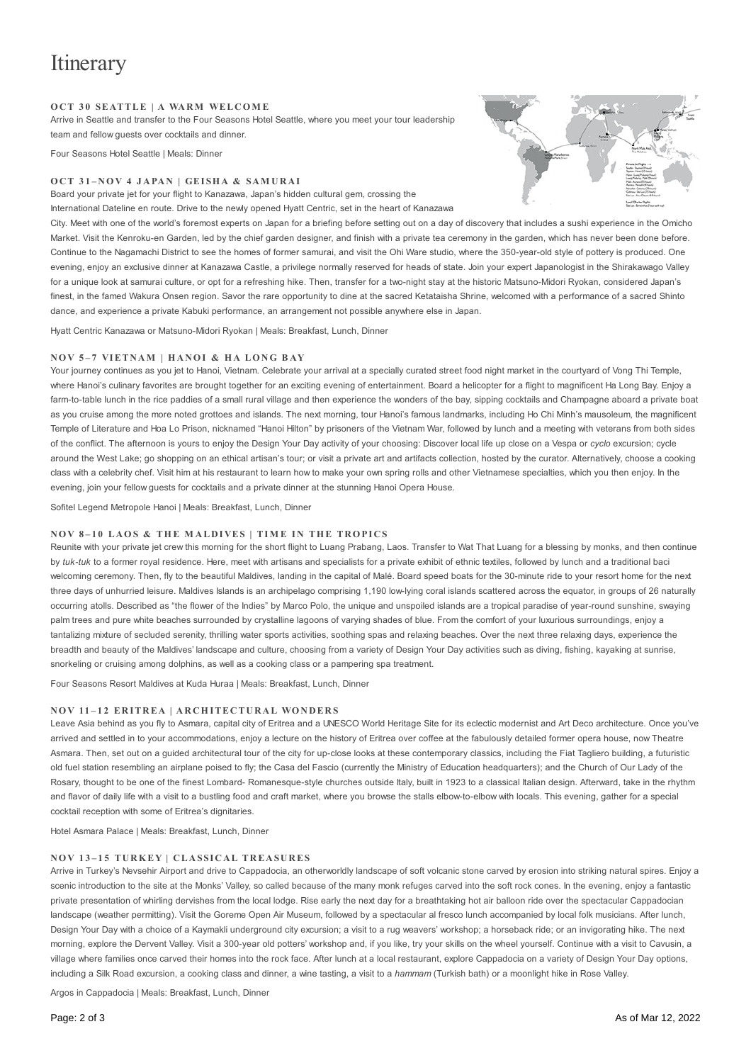# Itinerary

### OCT 30 SEATTLE | A WARM WELCOME

Arrive in Seattle and transfer to the Four Seasons Hotel Seattle, where you meet your tour leadership team and fellow guests over cocktails and dinner.

Four Seasons Hotel Seattle | Meals: Dinner

### OCT 31–NOV 4 JAPAN | GEISHA & SAMURAI

Board your private jet for your flight to Kanazawa, Japan's hidden cultural gem, crossing the International Dateline en route. Drive to the newly opened Hyatt Centric, set in the heart of Kanazawa City. Meet with one of the world's foremost experts on Japan for a briefing before setting out on a day of discovery that includes a sushi experience in the Omicho Market. Visit the Kenroku-en Garden, led by the chief garden designer, and finish with a private tea ceremony in the garden, which has never been done before. Continue to the Nagamachi District to see the homes of former samurai, and visit the Ohi Ware studio, where the 350-year-old style of pottery is produced. One evening, enjoy an exclusive dinner at Kanazawa Castle, a privilege normally reserved for heads of state. Join your expert Japanologist in the Shirakawago Valley for a unique look at samurai culture, or opt for a refreshing hike. Then, transfer for a two-night stay at the historic Matsuno-Midori Ryokan, considered Japan's finest, in the famed Wakura Onsen region. Savor the rare opportunity to dine at the sacred Ketataisha Shrine, welcomed with a performance of a sacred Shinto dance, and experience a private Kabuki performance, an arrangement not possible anywhere else in Japan.

Hyatt Centric Kanazawa or Matsuno-Midori Ryokan | Meals: Breakfast, Lunch, Dinner

### NOV 5–7 VIETNAM | HANOI & HA LONG BAY

Your journey continues as you jet to Hanoi, Vietnam. Celebrate your arrival at a specially curated street food night market in the courtyard of Vong Thi Temple, where Hanoi's culinary favorites are brought together for an exciting evening of entertainment. Board a helicopter for a flight to magnificent Ha Long Bay. Enjoy a farm-to-table lunch in the rice paddies of a small rural village and then experience the wonders of the bay, sipping cocktails and Champagne aboard a private boat as you cruise among the more noted grottoes and islands. The next morning, tour Hanoi's famous landmarks, including Ho Chi Minh's mausoleum, the magnificent Temple of Literature and Hoa Lo Prison, nicknamed "Hanoi Hilton" by prisoners of the Vietnam War, followed by lunch and a meeting with veterans from both sides of the conflict. The afternoon is yours to enjoy the Design Your Day activity of your choosing: Discover local life up close on a Vespa or *cyclo* excursion; cycle around the West Lake; go shopping on an ethical artisan's tour; or visit a private art and artifacts collection, hosted by the curator. Alternatively, choose a cooking class with a celebrity chef. Visit him at his restaurant to learn how to make your own spring rolls and other Vietnamese specialties, which you then enjoy. In the evening, join your fellow guests for cocktails and a private dinner at the stunning Hanoi Opera House.

Sofitel Legend Metropole Hanoi | Meals: Breakfast, Lunch, Dinner

### NOV 8–10 LAOS & THE MALDIVES | TIME IN THE TROPICS

Reunite with your private jet crew this morning for the short flight to Luang Prabang, Laos. Transfer to Wat That Luang for a blessing by monks, and then continue by *tuk-tuk* to a former royal residence. Here, meet with artisans and specialists for a private exhibit of ethnic textiles, followed by lunch and a traditional baci welcoming ceremony. Then, fly to the beautiful Maldives, landing in the capital of Malé. Board speed boats for the 30-minute ride to your resort home for the next three days of unhurried leisure. Maldives Islands is an archipelago comprising 1,190 low-lying coral islands scattered across the equator, in groups of 26 naturally occurring atolls. Described as "the flower of the Indies" by Marco Polo, the unique and unspoiled islands are a tropical paradise of year-round sunshine, swaying palm trees and pure white beaches surrounded by crystalline lagoons of varying shades of blue. From the comfort of your luxurious surroundings, enjoy a tantalizing mixture of secluded serenity, thrilling water sports activities, soothing spas and relaxing beaches. Over the next three relaxing days, experience the breadth and beauty of the Maldives' landscape and culture, choosing from a variety of Design Your Day activities such as diving, fishing, kayaking at sunrise, snorkeling or cruising among dolphins, as well as a cooking class or a pampering spa treatment.

Four Seasons Resort Maldives at Kuda Huraa | Meals: Breakfast, Lunch, Dinner

### NOV 11–12 ERITREA | ARCHITECTURAL WONDERS

Leave Asia behind as you fly to Asmara, capital city of Eritrea and a UNESCO World Heritage Site for its eclectic modernist and Art Deco architecture. Once you've arrived and settled in to your accommodations, enjoy a lecture on the history of Eritrea over coffee at the fabulously detailed former opera house, now Theatre Asmara. Then, set out on a guided architectural tour of the city for up-close looks at these contemporary classics, including the Fiat Tagliero building, a futuristic old fuel station resembling an airplane poised to fly; the Casa del Fascio (currently the Ministry of Education headquarters); and the Church of Our Lady of the Rosary, thought to be one of the finest Lombard- Romanesque-style churches outside Italy, built in 1923 to a classical Italian design. Afterward, take in the rhythm and flavor of daily life with a visit to a bustling food and craft market, where you browse the stalls elbow-to-elbow with locals. This evening, gather for a special cocktail reception with some of Eritrea's dignitaries.

Hotel Asmara Palace | Meals: Breakfast, Lunch, Dinner

### NOV 13–15 TURKEY | CLASSICAL TREASURES

Arrive in Turkey's Nevsehir Airport and drive to Cappadocia, an otherworldly landscape of soft volcanic stone carved by erosion into striking natural spires. Enjoy a scenic introduction to the site at the Monks' Valley, so called because of the many monk refuges carved into the soft rock cones. In the evening, enjoy a fantastic private presentation of whirling dervishes from the local lodge. Rise early the next day for a breathtaking hot air balloon ride over the spectacular Cappadocian landscape (weather permitting). Visit the Goreme Open Air Museum, followed by a spectacular al fresco lunch accompanied by local folk musicians. After lunch, Design Your Day with a choice of a Kaymakli underground city excursion; a visit to a rug weavers' workshop; a horseback ride; or an invigorating hike. The next morning, explore the Dervent Valley. Visit a 300-year old potters' workshop and, if you like, try your skills on the wheel yourself. Continue with a visit to Cavusin, a village where families once carved their homes into the rock face. After lunch at a local restaurant, explore Cappadocia on a variety of Design Your Day options, including a Silk Road excursion, a cooking class and dinner, a wine tasting, a visit to a *hammam* (Turkish bath) or a moonlight hike in Rose Valley.

Argos in Cappadocia | Meals: Breakfast, Lunch, Dinner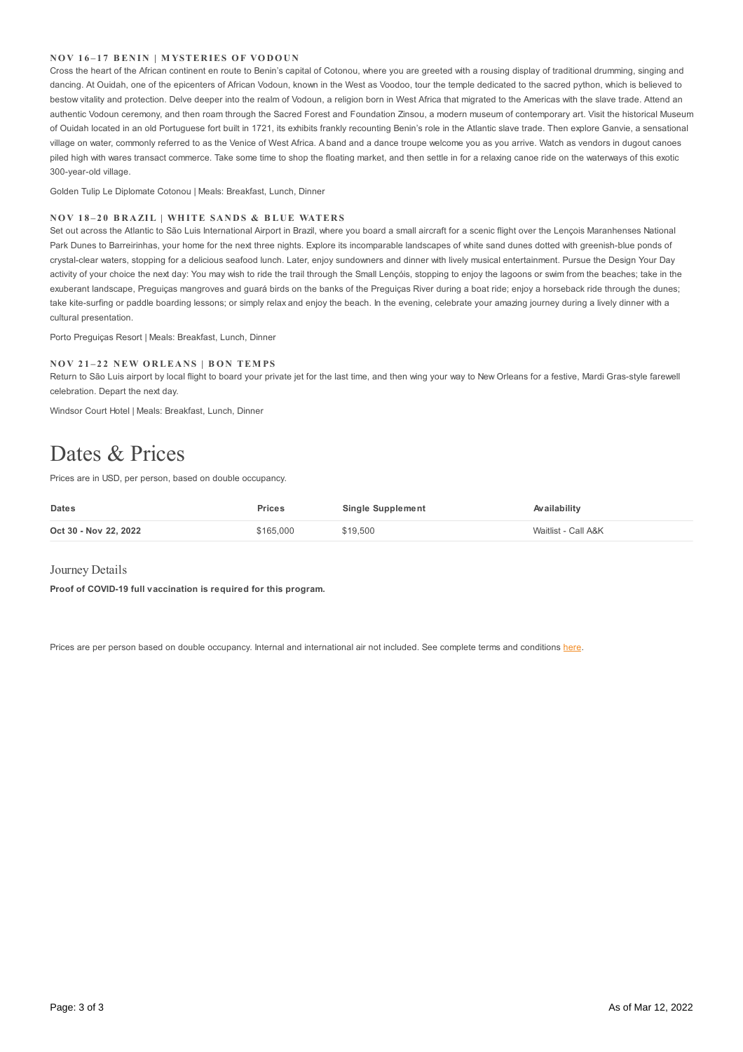### NOV 16–17 BENIN | MYSTERIES OF VODOUN

Cross the heart of the African continent en route to Benin's capital of Cotonou, where you are greeted with a rousing display of traditional drumming, singing and dancing. At Ouidah, one of the epicenters of African Vodoun, known in the West as Voodoo, tour the temple dedicated to the sacred python, which is believed to bestow vitality and protection. Delve deeper into the realm of Vodoun, a religion born in West Africa that migrated to the Americas with the slave trade. Attend an authentic Vodoun ceremony, and then roam through the Sacred Forest and Foundation Zinsou, a modern museum of contemporary art. Visit the historical Museum of Ouidah located in an old Portuguese fort built in 1721, its exhibits frankly recounting Benin's role in the Atlantic slave trade. Then explore Ganvie, a sensational village on water, commonly referred to as the Venice of West Africa. A band and a dance troupe welcome you as you arrive. Watch as vendors in dugout canoes piled high with wares transact commerce. Take some time to shop the floating market, and then settle in for a relaxing canoe ride on the waterways of this exotic 300-year-old village.

Golden Tulip Le Diplomate Cotonou | Meals: Breakfast, Lunch, Dinner

### NOV 18–20 BRAZIL | WHITE SANDS & BLUE WATERS

Set out across the Atlantic to São Luis International Airport in Brazil, where you board a small aircraft for a scenic flight over the Lençois Maranhenses National Park Dunes to Barreirinhas, your home for the next three nights. Explore its incomparable landscapes of white sand dunes dotted with greenish-blue ponds of crystal-clear waters, stopping for a delicious seafood lunch. Later, enjoy sundowners and dinner with lively musical entertainment. Pursue the Design Your Day activity of your choice the next day: You may wish to ride the trail through the Small Lençóis, stopping to enjoy the lagoons or swim from the beaches; take in the exuberant landscape, Preguiças mangroves and guará birds on the banks of the Preguiças River during a boat ride; enjoy a horseback ride through the dunes; take kite-surfing or paddle boarding lessons; or simply relax and enjoy the beach. In the evening, celebrate your amazing journey during a lively dinner with a cultural presentation.

Porto Preguiças Resort | Meals: Breakfast, Lunch, Dinner

### NOV 21–22 NEW ORLEANS | BON TEMPS

Return to São Luis airport by local flight to board your private jet for the last time, and then wing your way to New Orleans for a festive, Mardi Gras-style farewell celebration. Depart the next day.

Windsor Court Hotel | Meals: Breakfast, Lunch, Dinner

# Dates & Prices

Prices are in USD, per person, based on double occupancy.

| Dates | Prices | Single Supplement | Availability |
|---|---|---|---|
| **Oct 30 - Nov 22, 2022** | $165,000 | $19,500 | Waitlist - Call A&K |

## Journey Details

**Proof of COVID-19 full vaccination is required for this program.**

Prices are per person based on double occupancy. Internal and international air not included. See complete terms and conditions here.

As of Mar 12, 2022